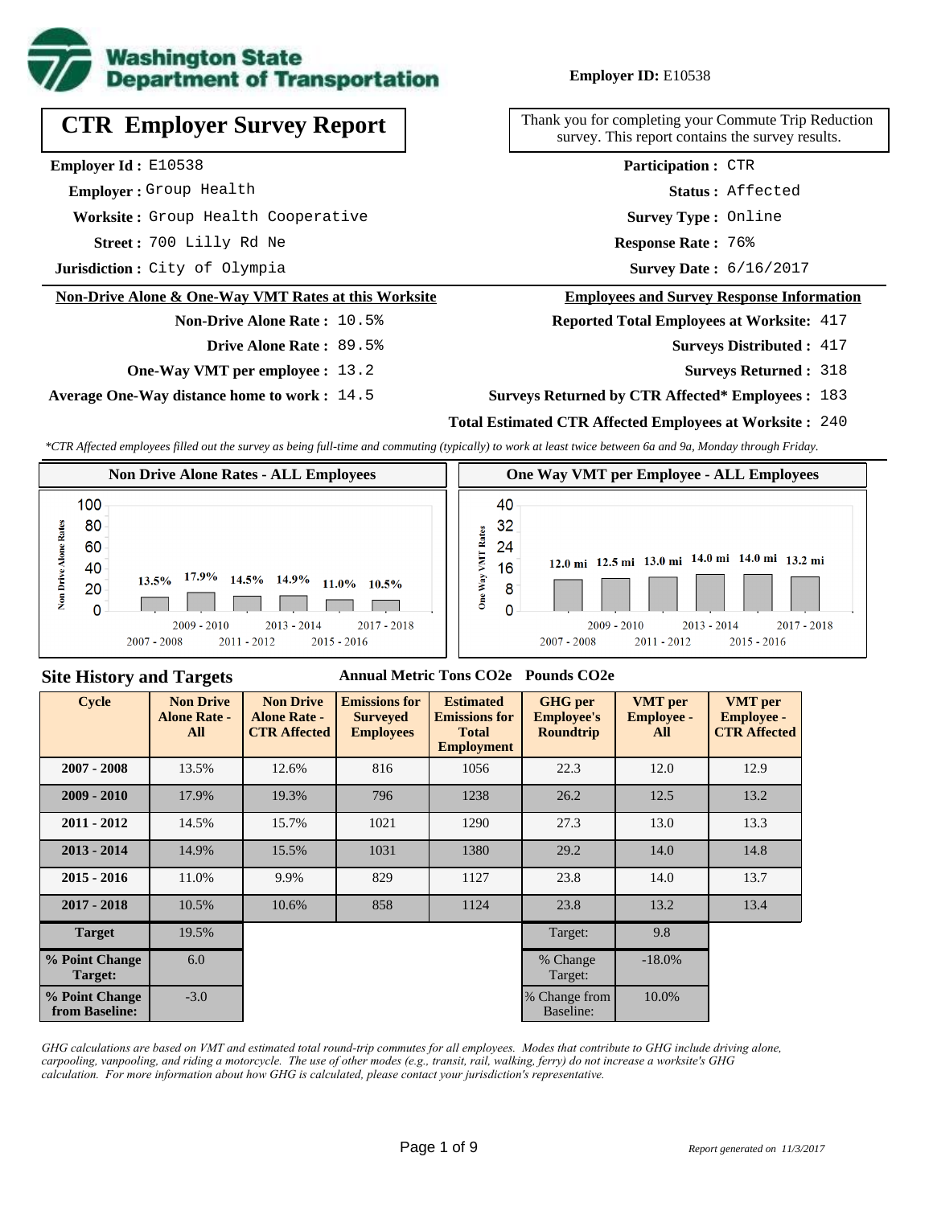**Washington State Department of Transportation**

**Employer ID:** E10538

# CTR Employer Survey Report

Thank you for completing your Commute Trip Reduction survey. This report contains the survey results.

**Employer Id :** E10538
**Employer :** Group Health
**Worksite :** Group Health Cooperative
**Street :** 700 Lilly Rd Ne
**Jurisdiction :** City of Olympia

**Participation :** CTR
**Status :** Affected
**Survey Type :** Online
**Response Rate :** 76%
**Survey Date :** 6/16/2017

## Non-Drive Alone & One-Way VMT Rates at this Worksite

**Non-Drive Alone Rate :** 10.5%
**Drive Alone Rate :** 89.5%
**One-Way VMT per employee :** 13.2
**Average One-Way distance home to work :** 14.5

## Employees and Survey Response Information

**Reported Total Employees at Worksite:** 417
**Surveys Distributed :** 417
**Surveys Returned :** 318
**Surveys Returned by CTR Affected* Employees :** 183
**Total Estimated CTR Affected Employees at Worksite :** 240

*\*CTR Affected employees filled out the survey as being full-time and commuting (typically) to work at least twice between 6a and 9a, Monday through Friday.*

### Non Drive Alone Rates - ALL Employees

| Cycle | Rate |
|---|---|
| 2007 - 2008 | 13.5% |
| 2009 - 2010 | 17.9% |
| 2011 - 2012 | 14.5% |
| 2013 - 2014 | 14.9% |
| 2015 - 2016 | 11.0% |
| 2017 - 2018 | 10.5% |

### One Way VMT per Employee - ALL Employees

| Cycle | VMT |
|---|---|
| 2007 - 2008 | 12.0 mi |
| 2009 - 2010 | 12.5 mi |
| 2011 - 2012 | 13.0 mi |
| 2013 - 2014 | 14.0 mi |
| 2015 - 2016 | 14.0 mi |
| 2017 - 2018 | 13.2 mi |

## Site History and Targets

Annual Metric Tons CO2e &nbsp;&nbsp; Pounds CO2e

| Cycle | Non Drive Alone Rate - All | Non Drive Alone Rate - CTR Affected | Emissions for Surveyed Employees | Estimated Emissions for Total Employment | GHG per Employee's Roundtrip | VMT per Employee - All | VMT per Employee - CTR Affected |
|---|---|---|---|---|---|---|---|
| 2007 - 2008 | 13.5% | 12.6% | 816 | 1056 | 22.3 | 12.0 | 12.9 |
| 2009 - 2010 | 17.9% | 19.3% | 796 | 1238 | 26.2 | 12.5 | 13.2 |
| 2011 - 2012 | 14.5% | 15.7% | 1021 | 1290 | 27.3 | 13.0 | 13.3 |
| 2013 - 2014 | 14.9% | 15.5% | 1031 | 1380 | 29.2 | 14.0 | 14.8 |
| 2015 - 2016 | 11.0% | 9.9% | 829 | 1127 | 23.8 | 14.0 | 13.7 |
| 2017 - 2018 | 10.5% | 10.6% | 858 | 1124 | 23.8 | 13.2 | 13.4 |
| Target | 19.5% | | | | Target: | 9.8 | |
| % Point Change Target: | 6.0 | | | | % Change Target: | -18.0% | |
| % Point Change from Baseline: | -3.0 | | | | % Change from Baseline: | 10.0% | |

*GHG calculations are based on VMT and estimated total round-trip commutes for all employees. Modes that contribute to GHG include driving alone, carpooling, vanpooling, and riding a motorcycle. The use of other modes (e.g., transit, rail, walking, ferry) do not increase a worksite's GHG calculation. For more information about how GHG is calculated, please contact your jurisdiction's representative.*

*Report generated on 11/3/2017*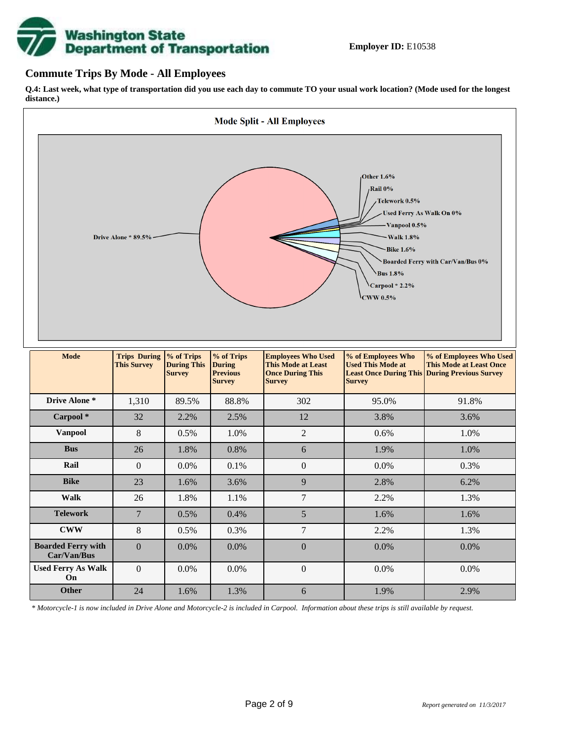**Employer ID:** E10538

## Commute Trips By Mode - All Employees

**Q.4: Last week, what type of transportation did you use each day to commute TO your usual work location? (Mode used for the longest distance.)**

**Mode Split - All Employees**

Other 1.6%
Rail 0%
Telework 0.5%
Used Ferry As Walk On 0%
Vanpool 0.5%
Walk 1.8%
Bike 1.6%
Boarded Ferry with Car/Van/Bus 0%
Bus 1.8%
Carpool * 2.2%
CWW 0.5%
Drive Alone * 89.5%

| Mode | Trips During This Survey | % of Trips During This Survey | % of Trips During Previous Survey | Employees Who Used This Mode at Least Once During This Survey | % of Employees Who Used This Mode at Least Once During This Survey | % of Employees Who Used This Mode at Least Once During Previous Survey |
|---|---|---|---|---|---|---|
| **Drive Alone *** | 1,310 | 89.5% | 88.8% | 302 | 95.0% | 91.8% |
| **Carpool *** | 32 | 2.2% | 2.5% | 12 | 3.8% | 3.6% |
| **Vanpool** | 8 | 0.5% | 1.0% | 2 | 0.6% | 1.0% |
| **Bus** | 26 | 1.8% | 0.8% | 6 | 1.9% | 1.0% |
| **Rail** | 0 | 0.0% | 0.1% | 0 | 0.0% | 0.3% |
| **Bike** | 23 | 1.6% | 3.6% | 9 | 2.8% | 6.2% |
| **Walk** | 26 | 1.8% | 1.1% | 7 | 2.2% | 1.3% |
| **Telework** | 7 | 0.5% | 0.4% | 5 | 1.6% | 1.6% |
| **CWW** | 8 | 0.5% | 0.3% | 7 | 2.2% | 1.3% |
| **Boarded Ferry with Car/Van/Bus** | 0 | 0.0% | 0.0% | 0 | 0.0% | 0.0% |
| **Used Ferry As Walk On** | 0 | 0.0% | 0.0% | 0 | 0.0% | 0.0% |
| **Other** | 24 | 1.6% | 1.3% | 6 | 1.9% | 2.9% |

*\* Motorcycle-1 is now included in Drive Alone and Motorcycle-2 is included in Carpool. Information about these trips is still available by request.*

*Report generated on 11/3/2017*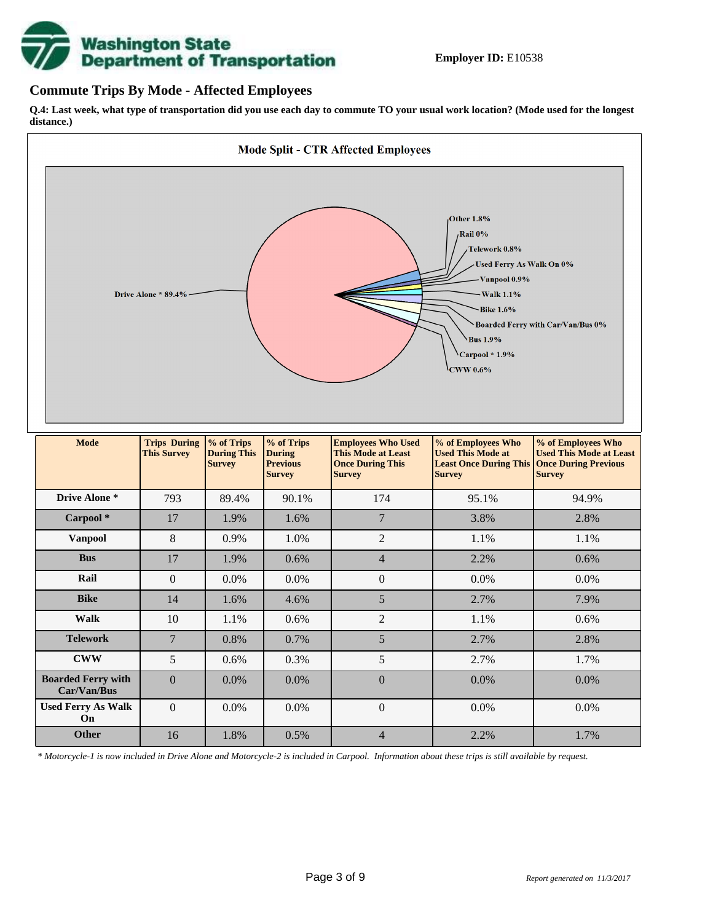**Employer ID:** E10538

## Commute Trips By Mode - Affected Employees

**Q.4: Last week, what type of transportation did you use each day to commute TO your usual work location? (Mode used for the longest distance.)**

**Mode Split - CTR Affected Employees**

Other 1.8%
Rail 0%
Telework 0.8%
Used Ferry As Walk On 0%
Vanpool 0.9%
Drive Alone * 89.4%
Walk 1.1%
Bike 1.6%
Boarded Ferry with Car/Van/Bus 0%
Bus 1.9%
Carpool * 1.9%
CWW 0.6%

| Mode | Trips During This Survey | % of Trips During This Survey | % of Trips During Previous Survey | Employees Who Used This Mode at Least Once During This Survey | % of Employees Who Used This Mode at Least Once During This Survey | % of Employees Who Used This Mode at Least Once During Previous Survey |
|---|---|---|---|---|---|---|
| **Drive Alone *** | 793 | 89.4% | 90.1% | 174 | 95.1% | 94.9% |
| **Carpool *** | 17 | 1.9% | 1.6% | 7 | 3.8% | 2.8% |
| **Vanpool** | 8 | 0.9% | 1.0% | 2 | 1.1% | 1.1% |
| **Bus** | 17 | 1.9% | 0.6% | 4 | 2.2% | 0.6% |
| **Rail** | 0 | 0.0% | 0.0% | 0 | 0.0% | 0.0% |
| **Bike** | 14 | 1.6% | 4.6% | 5 | 2.7% | 7.9% |
| **Walk** | 10 | 1.1% | 0.6% | 2 | 1.1% | 0.6% |
| **Telework** | 7 | 0.8% | 0.7% | 5 | 2.7% | 2.8% |
| **CWW** | 5 | 0.6% | 0.3% | 5 | 2.7% | 1.7% |
| **Boarded Ferry with Car/Van/Bus** | 0 | 0.0% | 0.0% | 0 | 0.0% | 0.0% |
| **Used Ferry As Walk On** | 0 | 0.0% | 0.0% | 0 | 0.0% | 0.0% |
| **Other** | 16 | 1.8% | 0.5% | 4 | 2.2% | 1.7% |

*\* Motorcycle-1 is now included in Drive Alone and Motorcycle-2 is included in Carpool. Information about these trips is still available by request.*

*Report generated on 11/3/2017*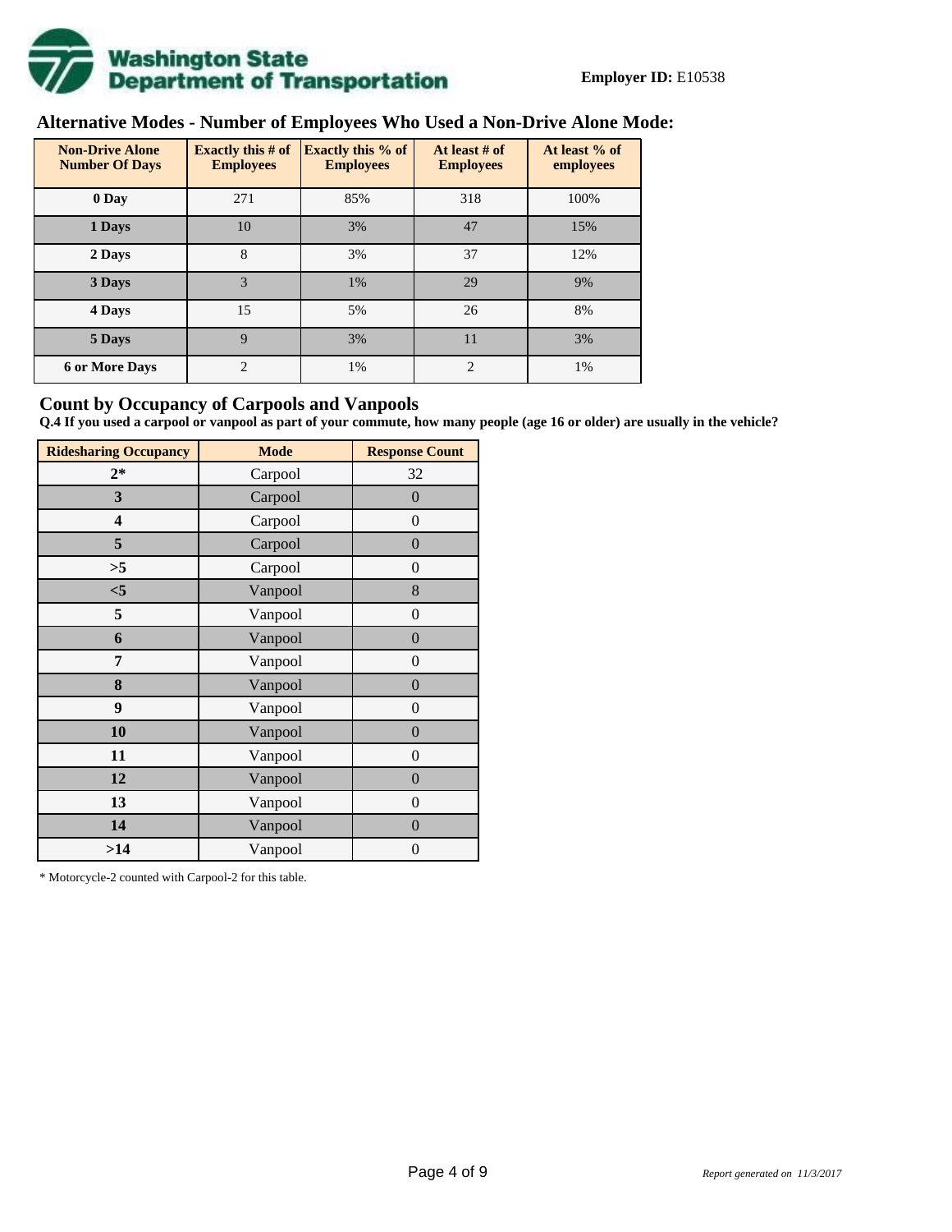**Employer ID:** E10538

## Alternative Modes - Number of Employees Who Used a Non-Drive Alone Mode:

| Non-Drive Alone Number Of Days | Exactly this # of Employees | Exactly this % of Employees | At least # of Employees | At least % of employees |
|---|---|---|---|---|
| 0 Day | 271 | 85% | 318 | 100% |
| 1 Days | 10 | 3% | 47 | 15% |
| 2 Days | 8 | 3% | 37 | 12% |
| 3 Days | 3 | 1% | 29 | 9% |
| 4 Days | 15 | 5% | 26 | 8% |
| 5 Days | 9 | 3% | 11 | 3% |
| 6 or More Days | 2 | 1% | 2 | 1% |

## Count by Occupancy of Carpools and Vanpools

**Q.4 If you used a carpool or vanpool as part of your commute, how many people (age 16 or older) are usually in the vehicle?**

| Ridesharing Occupancy | Mode | Response Count |
|---|---|---|
| 2* | Carpool | 32 |
| 3 | Carpool | 0 |
| 4 | Carpool | 0 |
| 5 | Carpool | 0 |
| >5 | Carpool | 0 |
| <5 | Vanpool | 8 |
| 5 | Vanpool | 0 |
| 6 | Vanpool | 0 |
| 7 | Vanpool | 0 |
| 8 | Vanpool | 0 |
| 9 | Vanpool | 0 |
| 10 | Vanpool | 0 |
| 11 | Vanpool | 0 |
| 12 | Vanpool | 0 |
| 13 | Vanpool | 0 |
| 14 | Vanpool | 0 |
| >14 | Vanpool | 0 |

* Motorcycle-2 counted with Carpool-2 for this table.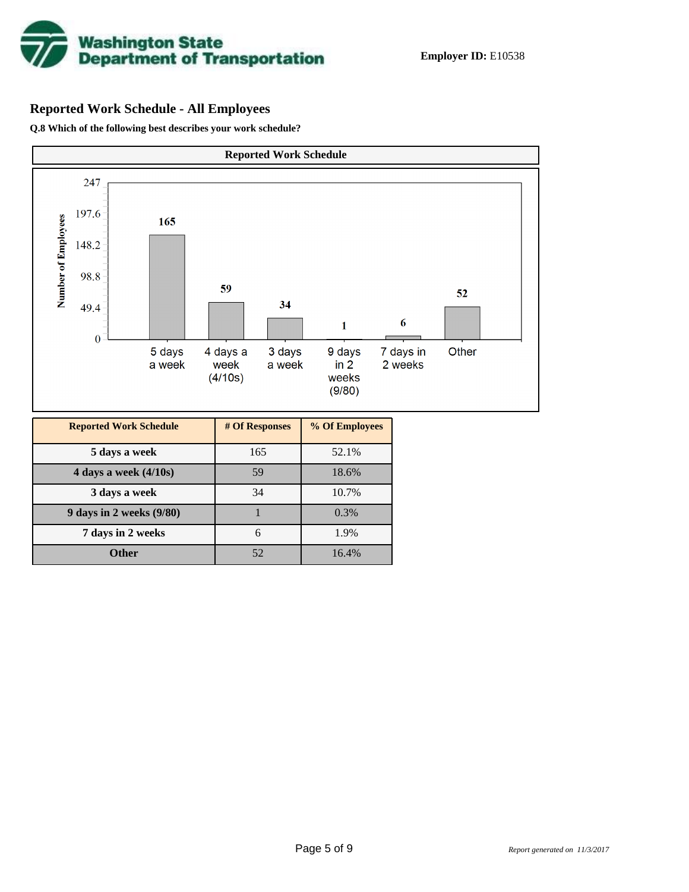**Employer ID:** E10538

## Reported Work Schedule - All Employees

**Q.8 Which of the following best describes your work schedule?**

| Reported Work Schedule | # Of Responses | % Of Employees |
|---|---|---|
| **5 days a week** | 165 | 52.1% |
| **4 days a week (4/10s)** | 59 | 18.6% |
| **3 days a week** | 34 | 10.7% |
| **9 days in 2 weeks (9/80)** | 1 | 0.3% |
| **7 days in 2 weeks** | 6 | 1.9% |
| **Other** | 52 | 16.4% |

*Report generated on 11/3/2017*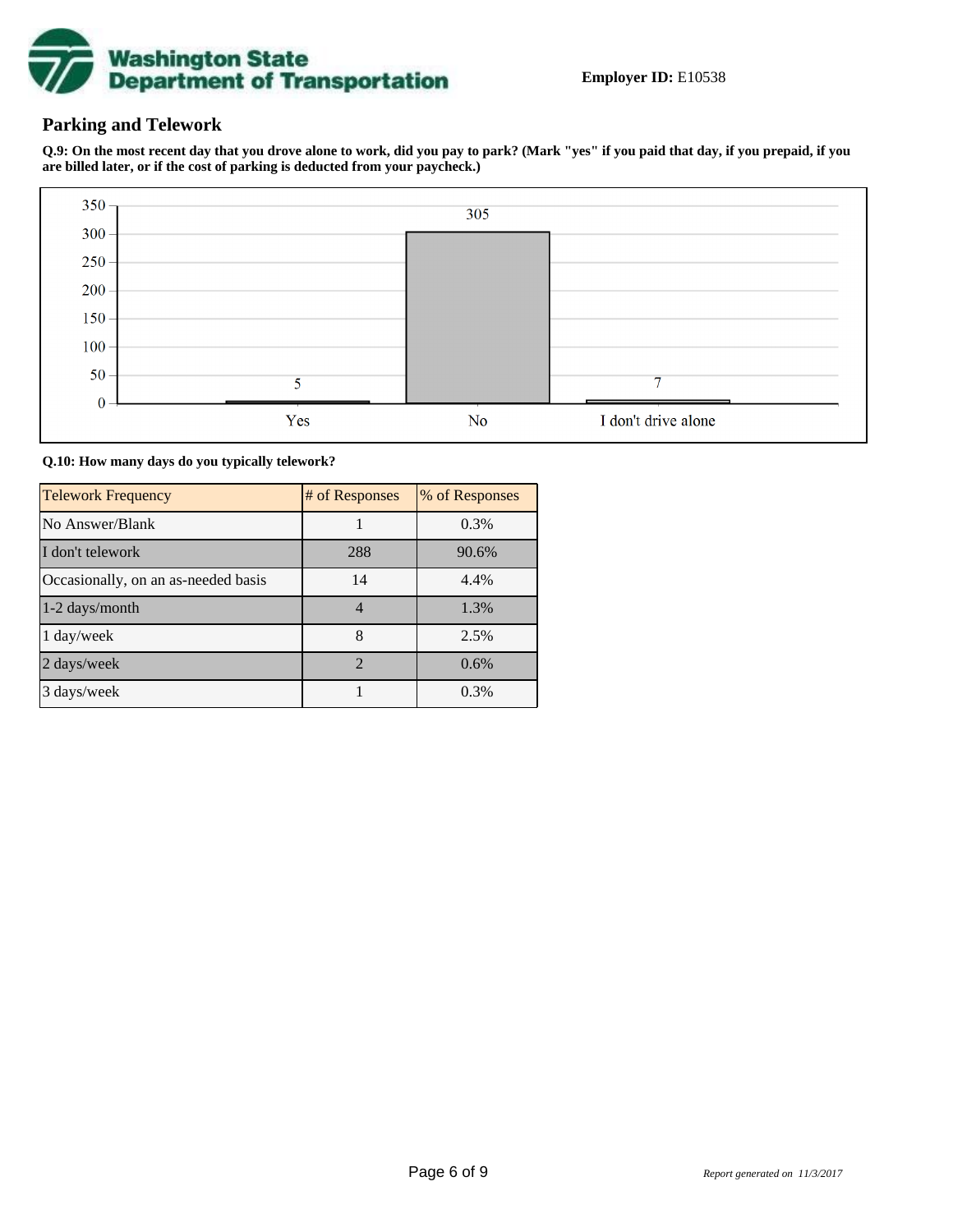**Employer ID:** E10538

## Parking and Telework

**Q.9: On the most recent day that you drove alone to work, did you pay to park? (Mark "yes" if you paid that day, if you prepaid, if you are billed later, or if the cost of parking is deducted from your paycheck.)**

| Response | Count |
| --- | --- |
| Yes | 5 |
| No | 305 |
| I don't drive alone | 7 |

**Q.10: How many days do you typically telework?**

| Telework Frequency | # of Responses | % of Responses |
| --- | --- | --- |
| No Answer/Blank | 1 | 0.3% |
| I don't telework | 288 | 90.6% |
| Occasionally, on an as-needed basis | 14 | 4.4% |
| 1-2 days/month | 4 | 1.3% |
| 1 day/week | 8 | 2.5% |
| 2 days/week | 2 | 0.6% |
| 3 days/week | 1 | 0.3% |

*Report generated on 11/3/2017*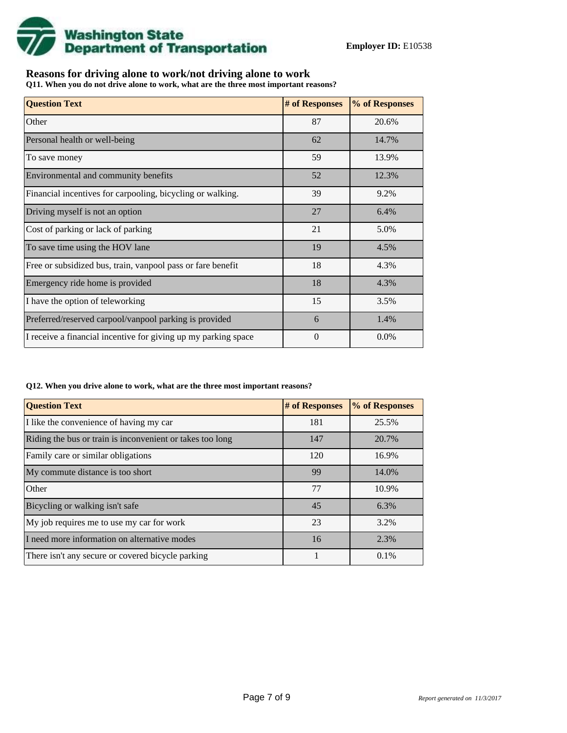**Employer ID:** E10538

## Reasons for driving alone to work/not driving alone to work

**Q11. When you do not drive alone to work, what are the three most important reasons?**

| Question Text | # of Responses | % of Responses |
|---|---|---|
| Other | 87 | 20.6% |
| Personal health or well-being | 62 | 14.7% |
| To save money | 59 | 13.9% |
| Environmental and community benefits | 52 | 12.3% |
| Financial incentives for carpooling, bicycling or walking. | 39 | 9.2% |
| Driving myself is not an option | 27 | 6.4% |
| Cost of parking or lack of parking | 21 | 5.0% |
| To save time using the HOV lane | 19 | 4.5% |
| Free or subsidized bus, train, vanpool pass or fare benefit | 18 | 4.3% |
| Emergency ride home is provided | 18 | 4.3% |
| I have the option of teleworking | 15 | 3.5% |
| Preferred/reserved carpool/vanpool parking is provided | 6 | 1.4% |
| I receive a financial incentive for giving up my parking space | 0 | 0.0% |

**Q12. When you drive alone to work, what are the three most important reasons?**

| Question Text | # of Responses | % of Responses |
|---|---|---|
| I like the convenience of having my car | 181 | 25.5% |
| Riding the bus or train is inconvenient or takes too long | 147 | 20.7% |
| Family care or similar obligations | 120 | 16.9% |
| My commute distance is too short | 99 | 14.0% |
| Other | 77 | 10.9% |
| Bicycling or walking isn't safe | 45 | 6.3% |
| My job requires me to use my car for work | 23 | 3.2% |
| I need more information on alternative modes | 16 | 2.3% |
| There isn't any secure or covered bicycle parking | 1 | 0.1% |

*Report generated on 11/3/2017*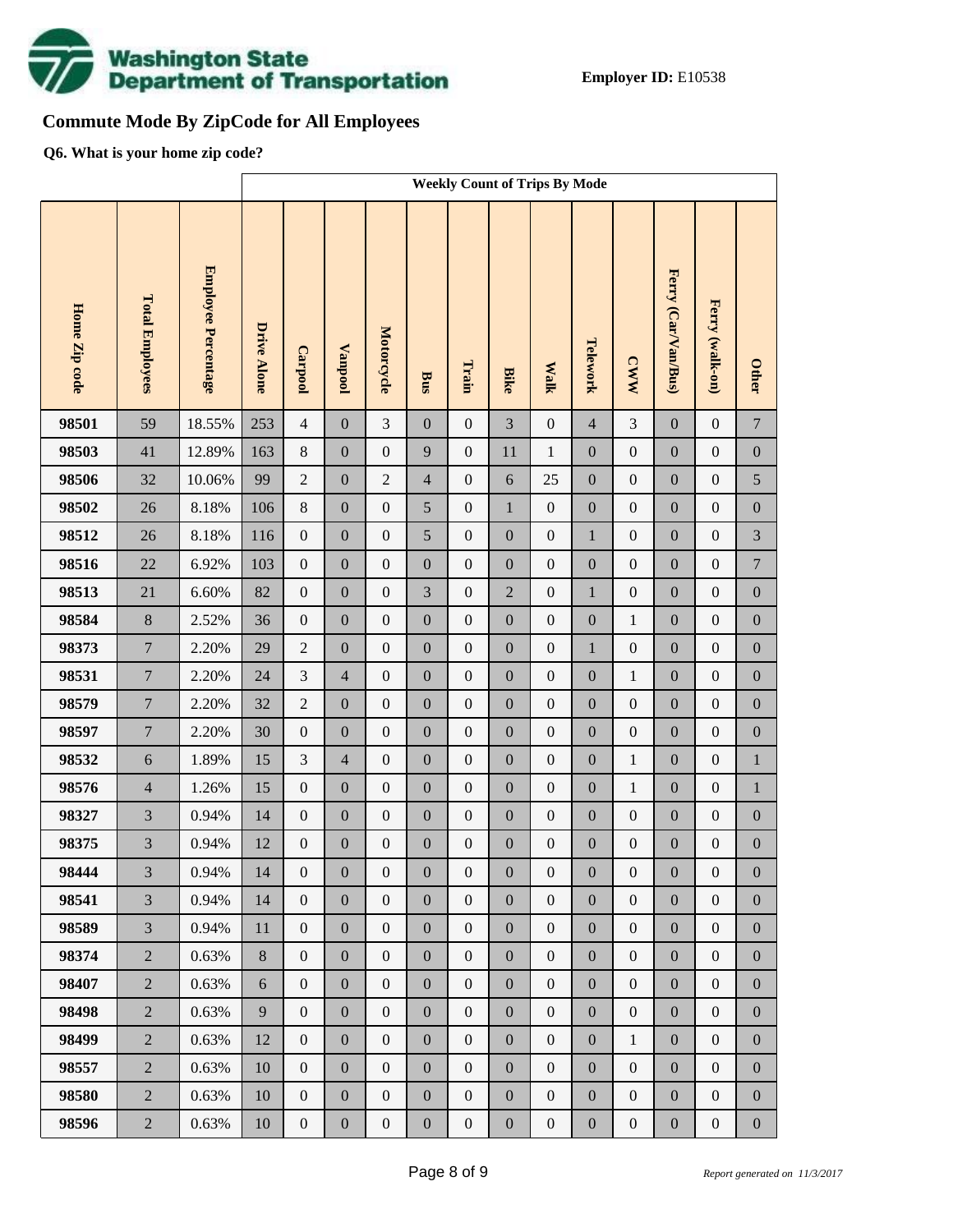**Employer ID:** E10538

## Commute Mode By ZipCode for All Employees

**Q6. What is your home zip code?**

| | | | Weekly Count of Trips By Mode | | | | | | | | | | | | |
|---|---|---|---|---|---|---|---|---|---|---|---|---|---|---|---|
| Home Zip code | Total Employees | Employee Percentage | Drive Alone | Carpool | Vanpool | Motorcycle | Bus | Train | Bike | Walk | Telework | CWW | Ferry (Car/Van/Bus) | Ferry (walk-on) | Other |
| 98501 | 59 | 18.55% | 253 | 4 | 0 | 3 | 0 | 0 | 3 | 0 | 4 | 3 | 0 | 0 | 7 |
| 98503 | 41 | 12.89% | 163 | 8 | 0 | 0 | 9 | 0 | 11 | 1 | 0 | 0 | 0 | 0 | 0 |
| 98506 | 32 | 10.06% | 99 | 2 | 0 | 2 | 4 | 0 | 6 | 25 | 0 | 0 | 0 | 0 | 5 |
| 98502 | 26 | 8.18% | 106 | 8 | 0 | 0 | 5 | 0 | 1 | 0 | 0 | 0 | 0 | 0 | 0 |
| 98512 | 26 | 8.18% | 116 | 0 | 0 | 0 | 5 | 0 | 0 | 0 | 1 | 0 | 0 | 0 | 3 |
| 98516 | 22 | 6.92% | 103 | 0 | 0 | 0 | 0 | 0 | 0 | 0 | 0 | 0 | 0 | 0 | 7 |
| 98513 | 21 | 6.60% | 82 | 0 | 0 | 0 | 3 | 0 | 2 | 0 | 1 | 0 | 0 | 0 | 0 |
| 98584 | 8 | 2.52% | 36 | 0 | 0 | 0 | 0 | 0 | 0 | 0 | 0 | 1 | 0 | 0 | 0 |
| 98373 | 7 | 2.20% | 29 | 2 | 0 | 0 | 0 | 0 | 0 | 0 | 1 | 0 | 0 | 0 | 0 |
| 98531 | 7 | 2.20% | 24 | 3 | 4 | 0 | 0 | 0 | 0 | 0 | 0 | 1 | 0 | 0 | 0 |
| 98579 | 7 | 2.20% | 32 | 2 | 0 | 0 | 0 | 0 | 0 | 0 | 0 | 0 | 0 | 0 | 0 |
| 98597 | 7 | 2.20% | 30 | 0 | 0 | 0 | 0 | 0 | 0 | 0 | 0 | 0 | 0 | 0 | 0 |
| 98532 | 6 | 1.89% | 15 | 3 | 4 | 0 | 0 | 0 | 0 | 0 | 0 | 1 | 0 | 0 | 1 |
| 98576 | 4 | 1.26% | 15 | 0 | 0 | 0 | 0 | 0 | 0 | 0 | 0 | 1 | 0 | 0 | 1 |
| 98327 | 3 | 0.94% | 14 | 0 | 0 | 0 | 0 | 0 | 0 | 0 | 0 | 0 | 0 | 0 | 0 |
| 98375 | 3 | 0.94% | 12 | 0 | 0 | 0 | 0 | 0 | 0 | 0 | 0 | 0 | 0 | 0 | 0 |
| 98444 | 3 | 0.94% | 14 | 0 | 0 | 0 | 0 | 0 | 0 | 0 | 0 | 0 | 0 | 0 | 0 |
| 98541 | 3 | 0.94% | 14 | 0 | 0 | 0 | 0 | 0 | 0 | 0 | 0 | 0 | 0 | 0 | 0 |
| 98589 | 3 | 0.94% | 11 | 0 | 0 | 0 | 0 | 0 | 0 | 0 | 0 | 0 | 0 | 0 | 0 |
| 98374 | 2 | 0.63% | 8 | 0 | 0 | 0 | 0 | 0 | 0 | 0 | 0 | 0 | 0 | 0 | 0 |
| 98407 | 2 | 0.63% | 6 | 0 | 0 | 0 | 0 | 0 | 0 | 0 | 0 | 0 | 0 | 0 | 0 |
| 98498 | 2 | 0.63% | 9 | 0 | 0 | 0 | 0 | 0 | 0 | 0 | 0 | 0 | 0 | 0 | 0 |
| 98499 | 2 | 0.63% | 12 | 0 | 0 | 0 | 0 | 0 | 0 | 0 | 0 | 1 | 0 | 0 | 0 |
| 98557 | 2 | 0.63% | 10 | 0 | 0 | 0 | 0 | 0 | 0 | 0 | 0 | 0 | 0 | 0 | 0 |
| 98580 | 2 | 0.63% | 10 | 0 | 0 | 0 | 0 | 0 | 0 | 0 | 0 | 0 | 0 | 0 | 0 |
| 98596 | 2 | 0.63% | 10 | 0 | 0 | 0 | 0 | 0 | 0 | 0 | 0 | 0 | 0 | 0 | 0 |

*Report generated on 11/3/2017*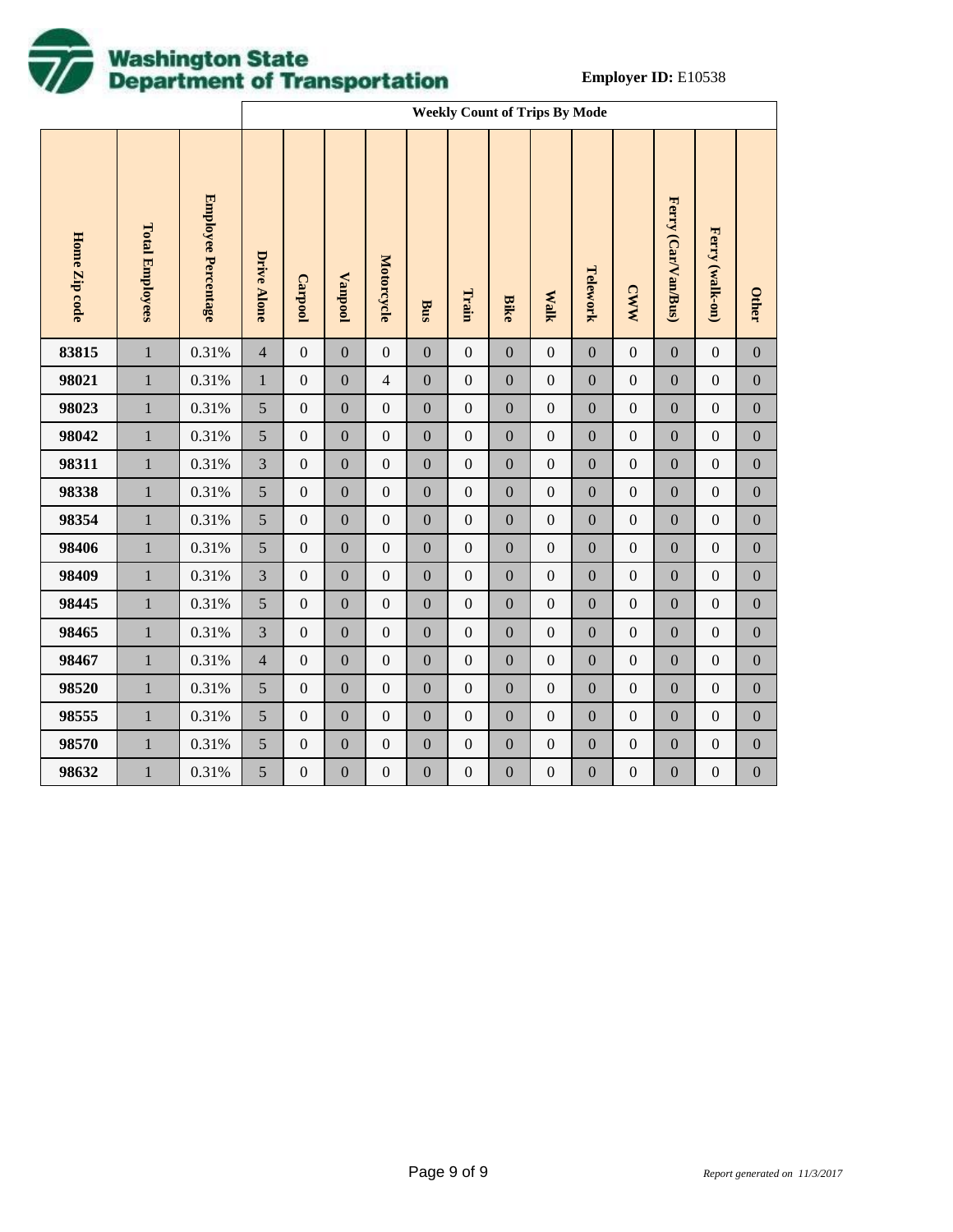**Washington State Department of Transportation**

**Employer ID:** E10538

| Home Zip code | Total Employees | Employee Percentage | Weekly Count of Trips By Mode | | | | | | | | | | | | |
|---|---|---|---|---|---|---|---|---|---|---|---|---|---|---|---|
| | | | Drive Alone | Carpool | Vanpool | Motorcycle | Bus | Train | Bike | Walk | Telework | CWW | Ferry (Car/Van/Bus) | Ferry (walk-on) | Other |
| 83815 | 1 | 0.31% | 4 | 0 | 0 | 0 | 0 | 0 | 0 | 0 | 0 | 0 | 0 | 0 | 0 |
| 98021 | 1 | 0.31% | 1 | 0 | 0 | 4 | 0 | 0 | 0 | 0 | 0 | 0 | 0 | 0 | 0 |
| 98023 | 1 | 0.31% | 5 | 0 | 0 | 0 | 0 | 0 | 0 | 0 | 0 | 0 | 0 | 0 | 0 |
| 98042 | 1 | 0.31% | 5 | 0 | 0 | 0 | 0 | 0 | 0 | 0 | 0 | 0 | 0 | 0 | 0 |
| 98311 | 1 | 0.31% | 3 | 0 | 0 | 0 | 0 | 0 | 0 | 0 | 0 | 0 | 0 | 0 | 0 |
| 98338 | 1 | 0.31% | 5 | 0 | 0 | 0 | 0 | 0 | 0 | 0 | 0 | 0 | 0 | 0 | 0 |
| 98354 | 1 | 0.31% | 5 | 0 | 0 | 0 | 0 | 0 | 0 | 0 | 0 | 0 | 0 | 0 | 0 |
| 98406 | 1 | 0.31% | 5 | 0 | 0 | 0 | 0 | 0 | 0 | 0 | 0 | 0 | 0 | 0 | 0 |
| 98409 | 1 | 0.31% | 3 | 0 | 0 | 0 | 0 | 0 | 0 | 0 | 0 | 0 | 0 | 0 | 0 |
| 98445 | 1 | 0.31% | 5 | 0 | 0 | 0 | 0 | 0 | 0 | 0 | 0 | 0 | 0 | 0 | 0 |
| 98465 | 1 | 0.31% | 3 | 0 | 0 | 0 | 0 | 0 | 0 | 0 | 0 | 0 | 0 | 0 | 0 |
| 98467 | 1 | 0.31% | 4 | 0 | 0 | 0 | 0 | 0 | 0 | 0 | 0 | 0 | 0 | 0 | 0 |
| 98520 | 1 | 0.31% | 5 | 0 | 0 | 0 | 0 | 0 | 0 | 0 | 0 | 0 | 0 | 0 | 0 |
| 98555 | 1 | 0.31% | 5 | 0 | 0 | 0 | 0 | 0 | 0 | 0 | 0 | 0 | 0 | 0 | 0 |
| 98570 | 1 | 0.31% | 5 | 0 | 0 | 0 | 0 | 0 | 0 | 0 | 0 | 0 | 0 | 0 | 0 |
| 98632 | 1 | 0.31% | 5 | 0 | 0 | 0 | 0 | 0 | 0 | 0 | 0 | 0 | 0 | 0 | 0 |

*Report generated on 11/3/2017*